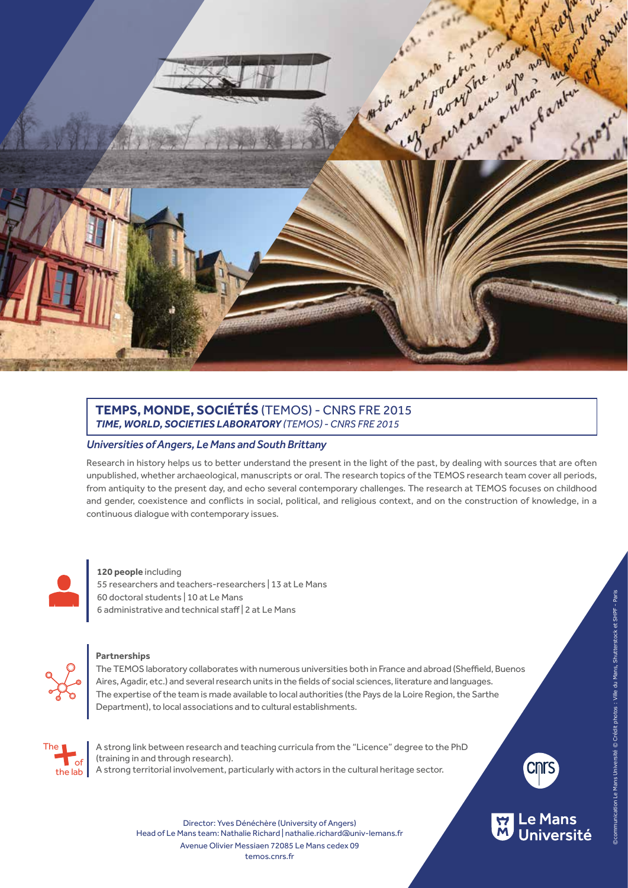## **TEMPS, MONDE, SOCIÉTÉS** (TEMOS) - CNRS FRE 2015

***TIME, WORLD, SOCIETIES LABORATORY** (TEMOS) - CNRS FRE 2015*

*Universities of Angers, Le Mans and South Brittany*

Research in history helps us to better understand the present in the light of the past, by dealing with sources that are often unpublished, whether archaeological, manuscripts or oral. The research topics of the TEMOS research team cover all periods, from antiquity to the present day, and echo several contemporary challenges. The research at TEMOS focuses on childhood and gender, coexistence and conflicts in social, political, and religious context, and on the construction of knowledge, in a continuous dialogue with contemporary issues.

**120 people** including
55 researchers and teachers-researchers | 13 at Le Mans
60 doctoral students | 10 at Le Mans
6 administrative and technical staff | 2 at Le Mans

**Partnerships**

The TEMOS laboratory collaborates with numerous universities both in France and abroad (Sheffield, Buenos Aires, Agadir, etc.) and several research units in the fields of social sciences, literature and languages.
The expertise of the team is made available to local authorities (the Pays de la Loire Region, the Sarthe Department), to local associations and to cultural establishments.

The + of the lab

A strong link between research and teaching curricula from the "Licence" degree to the PhD (training in and through research).
A strong territorial involvement, particularly with actors in the cultural heritage sector.

Director: Yves Denéchère (University of Angers)
Head of Le Mans team: Nathalie Richard | nathalie.richard@univ-lemans.fr
Avenue Olivier Messiaen 72085 Le Mans cedex 09
temos.cnrs.fr

©communication Le Mans Université © Crédit photos : Ville du Mans, Shutterstock et SHPF - Paris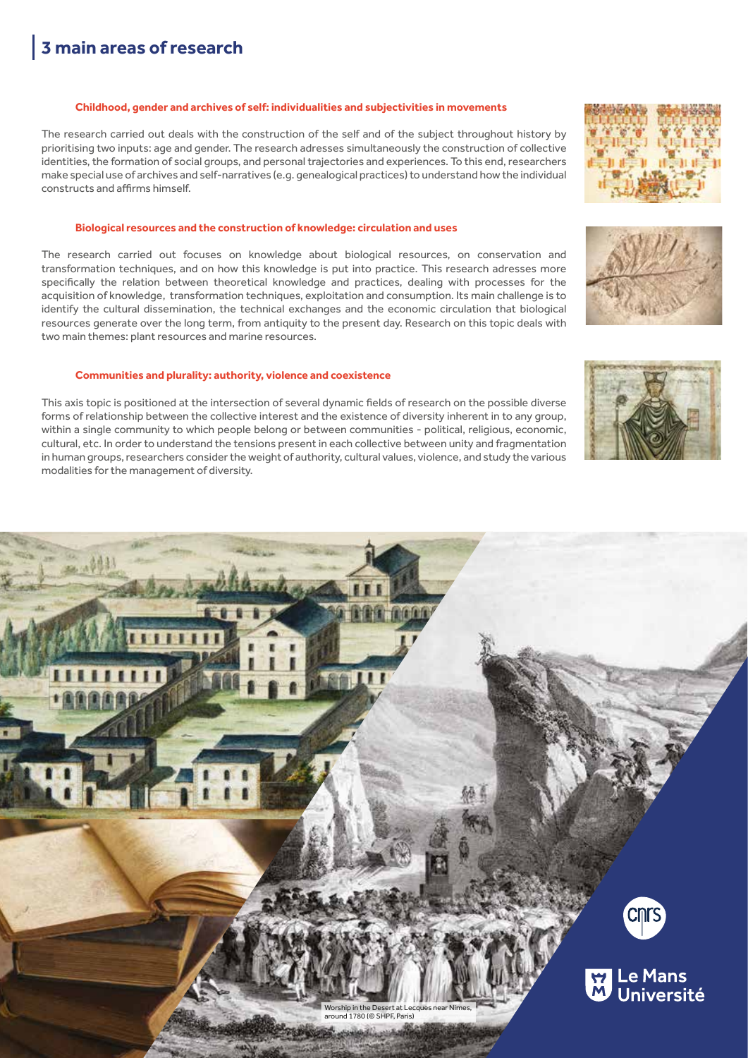# 3 main areas of research

### Childhood, gender and archives of self: individualities and subjectivities in movements

The research carried out deals with the construction of the self and of the subject throughout history by prioritising two inputs: age and gender. The research adresses simultaneously the construction of collective identities, the formation of social groups, and personal trajectories and experiences. To this end, researchers make special use of archives and self-narratives (e.g. genealogical practices) to understand how the individual constructs and affirms himself.

### Biological resources and the construction of knowledge: circulation and uses

The research carried out focuses on knowledge about biological resources, on conservation and transformation techniques, and on how this knowledge is put into practice. This research adresses more specifically the relation between theoretical knowledge and practices, dealing with processes for the acquisition of knowledge, transformation techniques, exploitation and consumption. Its main challenge is to identify the cultural dissemination, the technical exchanges and the economic circulation that biological resources generate over the long term, from antiquity to the present day. Research on this topic deals with two main themes: plant resources and marine resources.

### Communities and plurality: authority, violence and coexistence

This axis topic is positioned at the intersection of several dynamic fields of research on the possible diverse forms of relationship between the collective interest and the existence of diversity inherent in to any group, within a single community to which people belong or between communities - political, religious, economic, cultural, etc. In order to understand the tensions present in each collective between unity and fragmentation in human groups, researchers consider the weight of authority, cultural values, violence, and study the various modalities for the management of diversity.

Worship in the Desert at Lecques near Nimes, around 1780 (© SHPF, Paris)

cnrs

Le Mans Université